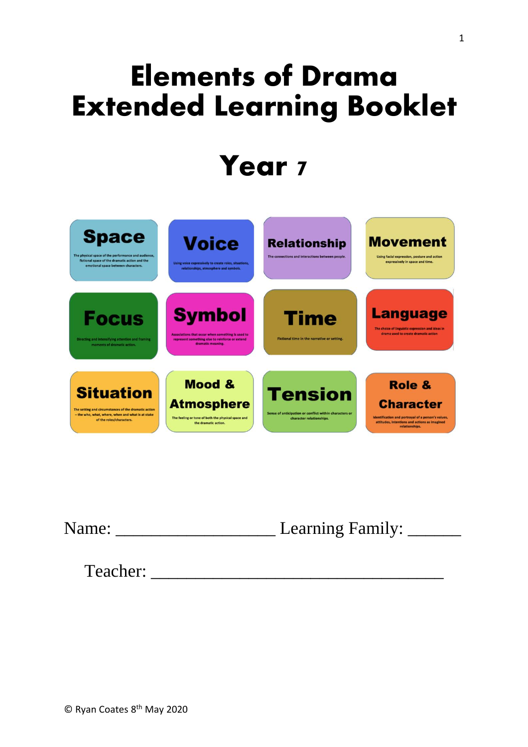# Elements of Drama Extended Learning Booklet

# Year 7

**Space**
The physical space of the performance and audience, fictional space of the dramatic action and the emotional space between characters.

**Voice**
Using voice expressively to create roles, situations, relationships, atmosphere and symbols.

**Relationship**
The connections and interactions between people.

**Movement**
Using facial expression, posture and action expressively in space and time.

**Focus**
Directing and intensifying attention and framing moments of dramatic action.

**Symbol**
Associations that occur when something is used to represent something else to reinforce or extend dramatic meaning.

**Time**
Fictional time in the narrative or setting.

**Language**
The choice of linguistic expression and ideas in drama used to create dramatic action

**Situation**
The setting and circumstances of the dramatic action – the who, what, where, when and what is at stake of the roles/characters.

**Mood & Atmosphere**
The feeling or tone of both the physical space and the dramatic action.

**Tension**
Sense of anticipation or conflict within characters or character relationships.

**Role & Character**
Identification and portrayal of a person's values, attitudes, intentions and actions as imagined relationships.

Name: ___________________ Learning Family: ______

Teacher: ___________________________________

© Ryan Coates 8th May 2020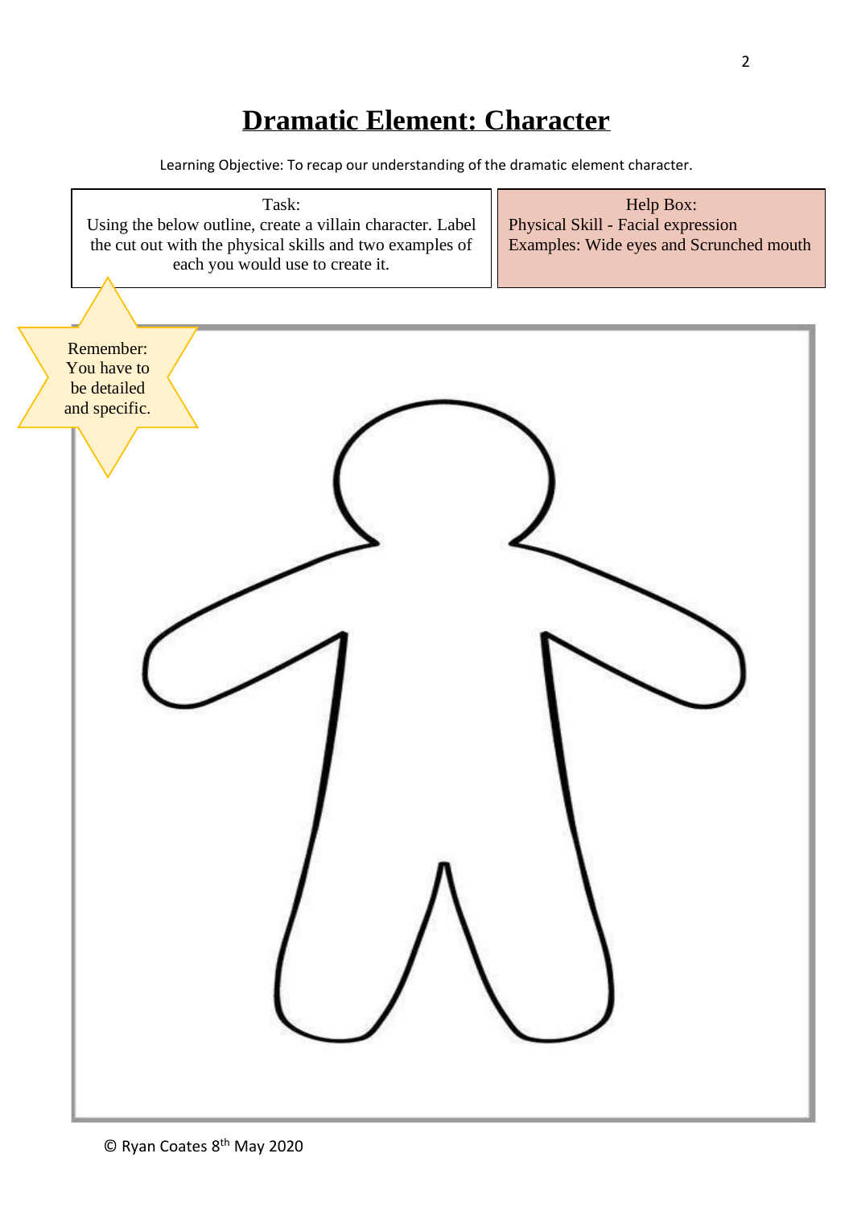# Dramatic Element: Character

Learning Objective: To recap our understanding of the dramatic element character.

Task:
Using the below outline, create a villain character. Label the cut out with the physical skills and two examples of each you would use to create it.

Help Box:
Physical Skill - Facial expression
Examples: Wide eyes and Scrunched mouth

Remember: You have to be detailed and specific.

© Ryan Coates 8th May 2020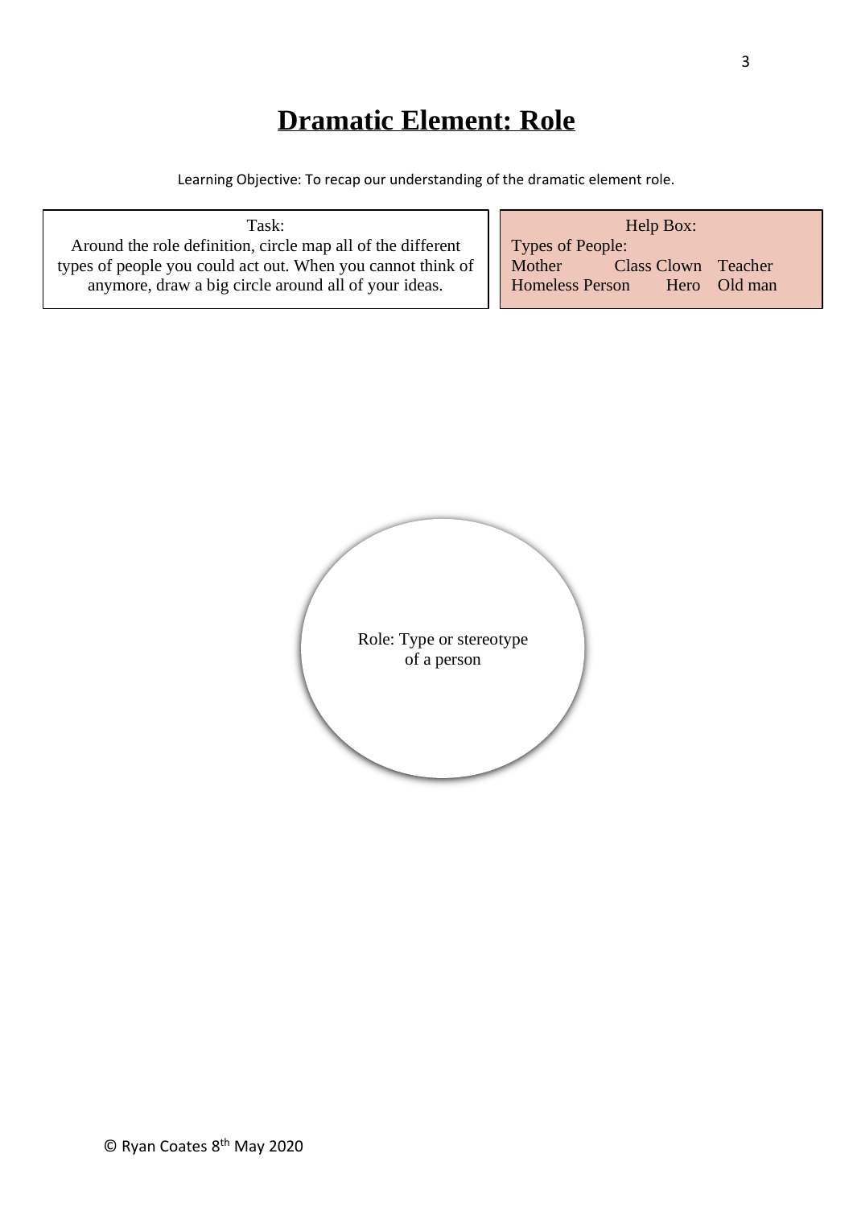# Dramatic Element: Role

Learning Objective: To recap our understanding of the dramatic element role.

Task:
Around the role definition, circle map all of the different types of people you could act out. When you cannot think of anymore, draw a big circle around all of your ideas.

Help Box:
Types of People:
Mother Class Clown Teacher
Homeless Person Hero Old man

Role: Type or stereotype of a person

© Ryan Coates 8th May 2020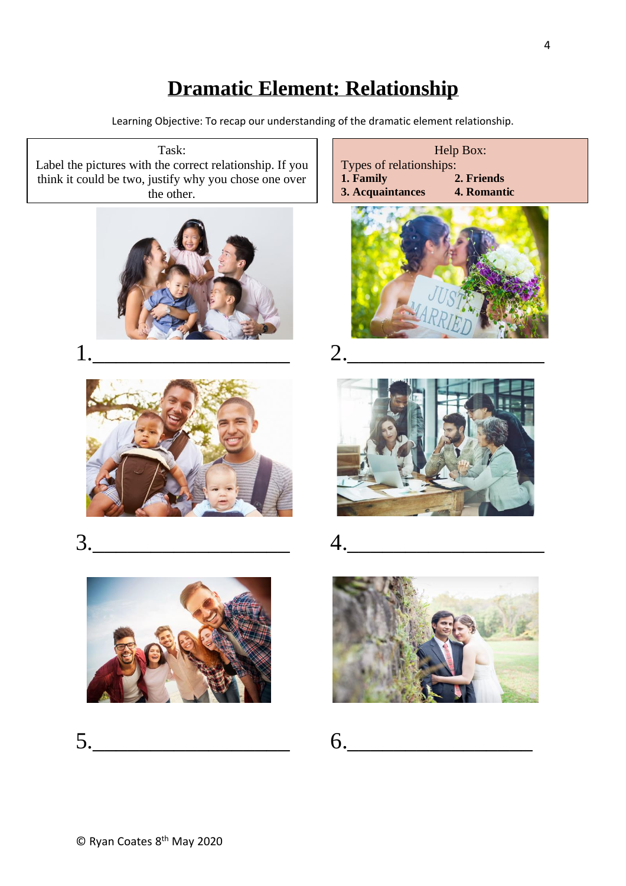# Dramatic Element: Relationship

Learning Objective: To recap our understanding of the dramatic element relationship.

| Task: |
| --- |
| Label the pictures with the correct relationship. If you think it could be two, justify why you chose one over the other. |

| Help Box: | |
| --- | --- |
| Types of relationships: | |
| **1. Family** | **2. Friends** |
| **3. Acquaintances** | **4. Romantic** |

1.____________________

2.____________________

3.____________________

4.____________________

5.____________________

6.____________________

© Ryan Coates 8th May 2020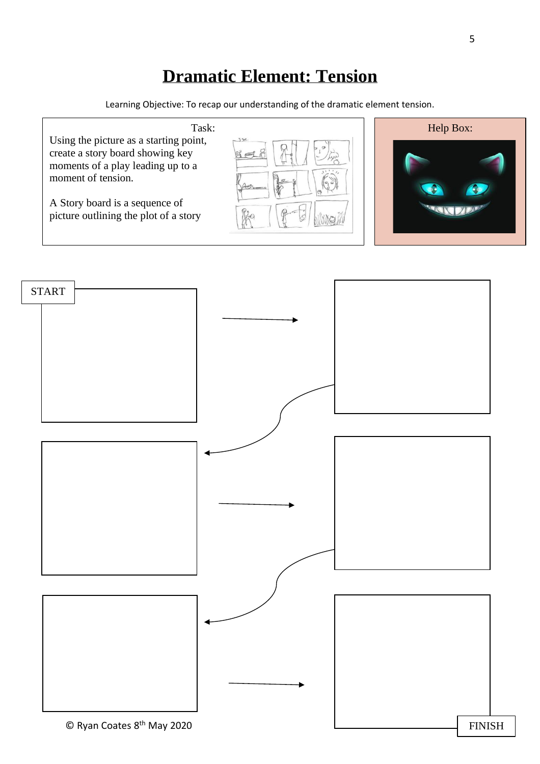# Dramatic Element: Tension

Learning Objective: To recap our understanding of the dramatic element tension.

Task:

Using the picture as a starting point, create a story board showing key moments of a play leading up to a moment of tension.

A Story board is a sequence of picture outlining the plot of a story

Help Box:

START

FINISH

© Ryan Coates 8th May 2020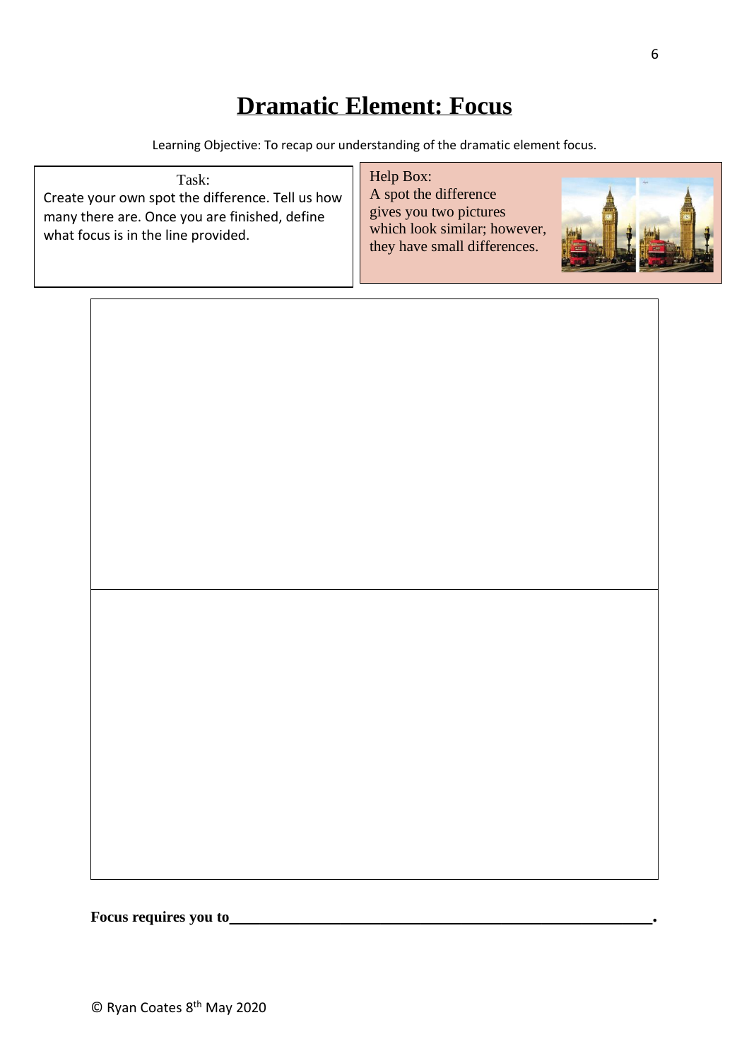# Dramatic Element: Focus

Learning Objective: To recap our understanding of the dramatic element focus.

Task:
Create your own spot the difference. Tell us how many there are. Once you are finished, define what focus is in the line provided.

Help Box:
A spot the difference gives you two pictures which look similar; however, they have small differences.

**Focus requires you to\_\_\_\_\_\_\_\_\_\_\_\_\_\_\_\_\_\_\_\_\_\_\_\_\_\_\_\_\_\_\_\_\_\_\_\_\_\_\_\_\_\_\_\_\_\_\_\_\_\_\_\_\_\_\_\_\_\_.**

© Ryan Coates 8th May 2020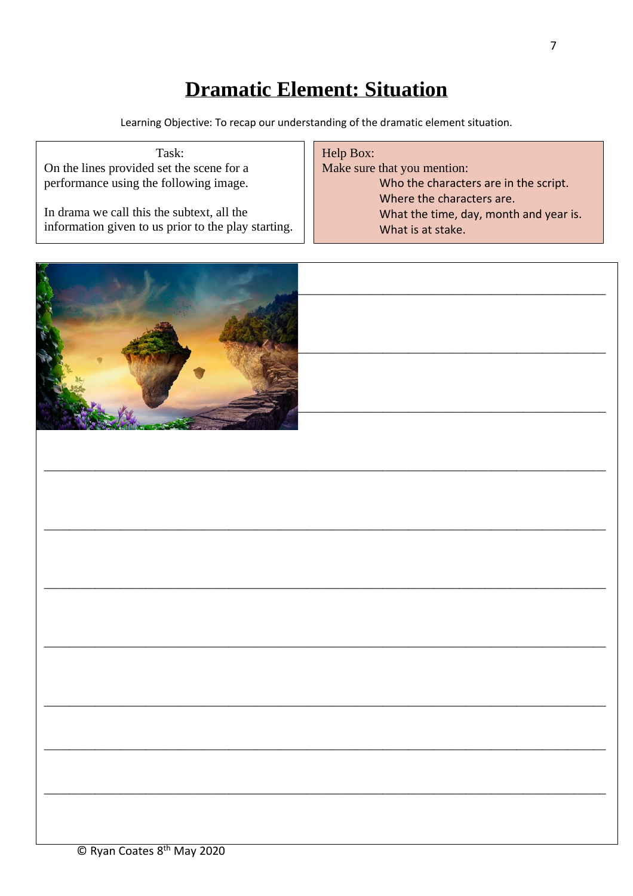# Dramatic Element: Situation

Learning Objective: To recap our understanding of the dramatic element situation.

Task:
On the lines provided set the scene for a performance using the following image.

In drama we call this the subtext, all the information given to us prior to the play starting.

Help Box:
Make sure that you mention:
- Who the characters are in the script.
- Where the characters are.
- What the time, day, month and year is.
- What is at stake.

______________________________________________

______________________________________________

______________________________________________

______________________________________________

______________________________________________

______________________________________________

______________________________________________

______________________________________________

______________________________________________

______________________________________________

© Ryan Coates 8th May 2020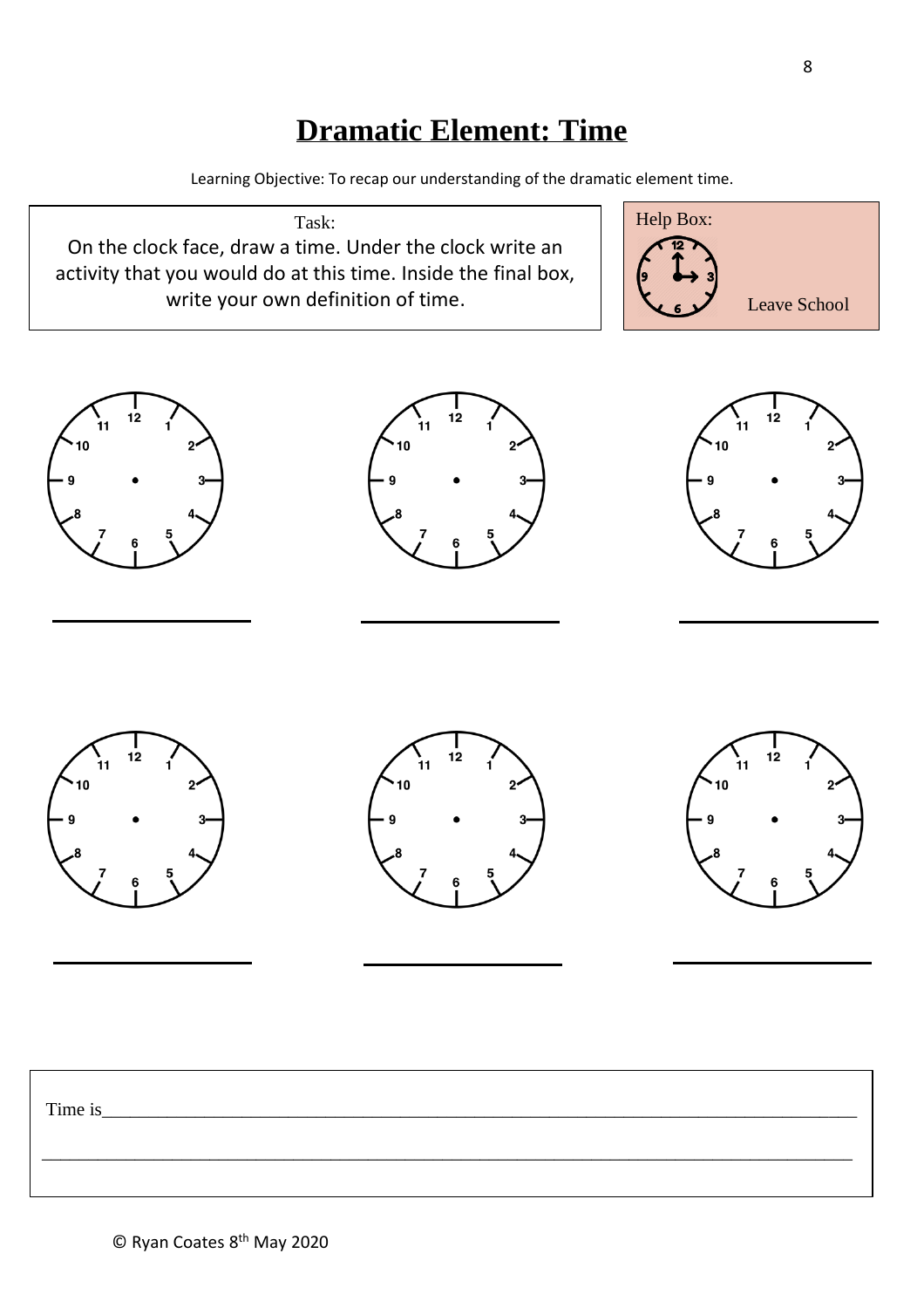# Dramatic Element: Time

Learning Objective: To recap our understanding of the dramatic element time.

Task:
On the clock face, draw a time. Under the clock write an activity that you would do at this time. Inside the final box, write your own definition of time.

Help Box:

Leave School

______________ ______________ ______________

______________ ______________ ______________

Time is_______________________________________________________________________________

_____________________________________________________________________________________

© Ryan Coates 8th May 2020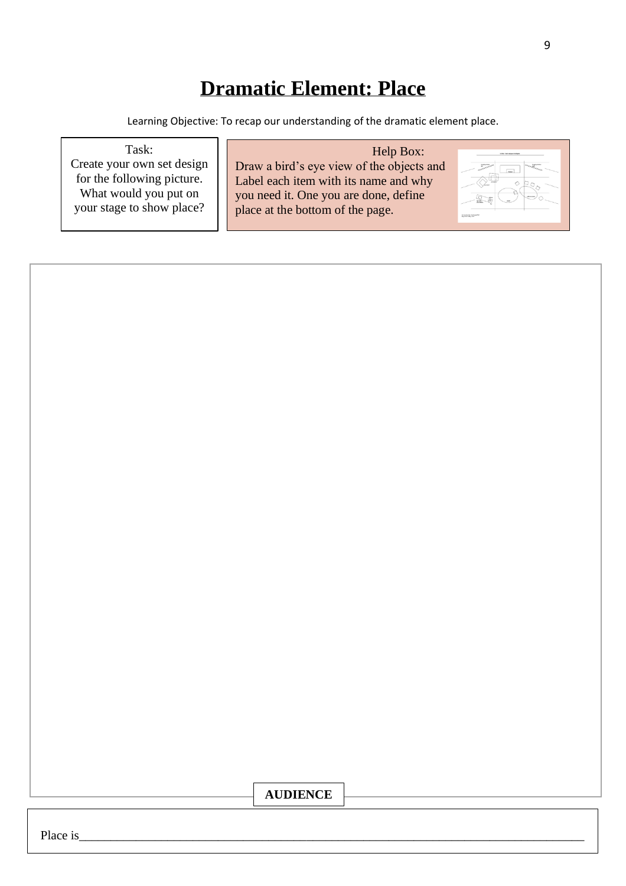# Dramatic Element: Place

Learning Objective: To recap our understanding of the dramatic element place.

Task:
Create your own set design for the following picture. What would you put on your stage to show place?

Help Box:
Draw a bird's eye view of the objects and Label each item with its name and why you need it. One you are done, define place at the bottom of the page.

**AUDIENCE**

Place is\_\_\_\_\_\_\_\_\_\_\_\_\_\_\_\_\_\_\_\_\_\_\_\_\_\_\_\_\_\_\_\_\_\_\_\_\_\_\_\_\_\_\_\_\_\_\_\_\_\_\_\_\_\_\_\_\_\_\_\_\_\_\_\_\_\_\_\_\_\_\_\_\_\_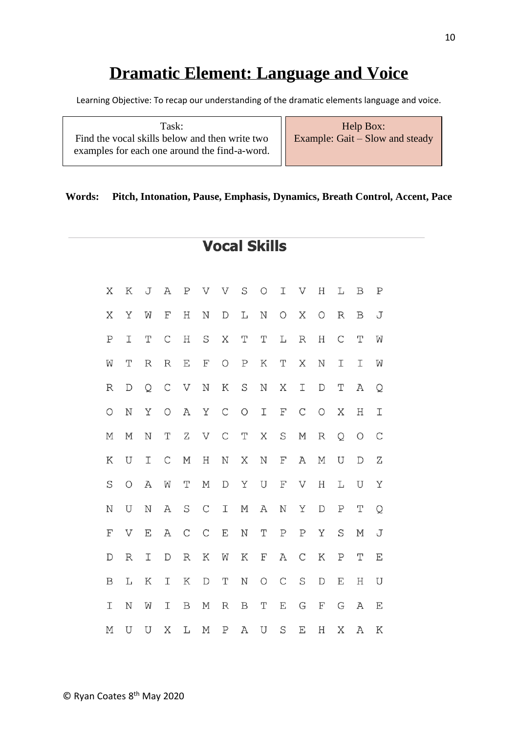# Dramatic Element: Language and Voice

Learning Objective: To recap our understanding of the dramatic elements language and voice.

| Task: Find the vocal skills below and then write two examples for each one around the find-a-word. | Help Box: Example: Gait – Slow and steady |
|---|---|

**Words: Pitch, Intonation, Pause, Emphasis, Dynamics, Breath Control, Accent, Pace**

## Vocal Skills

```
X K J A P V V S O I V H L B P
X Y W F H N D L N O X O R B J
P I T C H S X T T L R H C T W
W T R R E F O P K T X N I I W
R D Q C V N K S N X I D T A Q
O N Y O A Y C O I F C O X H I
M M N T Z V C T X S M R Q O C
K U I C M H N X N F A M U D Z
S O A W T M D Y U F V H L U Y
N U N A S C I M A N Y D P T Q
F V E A C C E N T P P Y S M J
D R I D R K W K F A C K P T E
B L K I K D T N O C S D E H U
I N W I B M R B T E G F G A E
M U U X L M P A U S E H X A K
```

© Ryan Coates 8th May 2020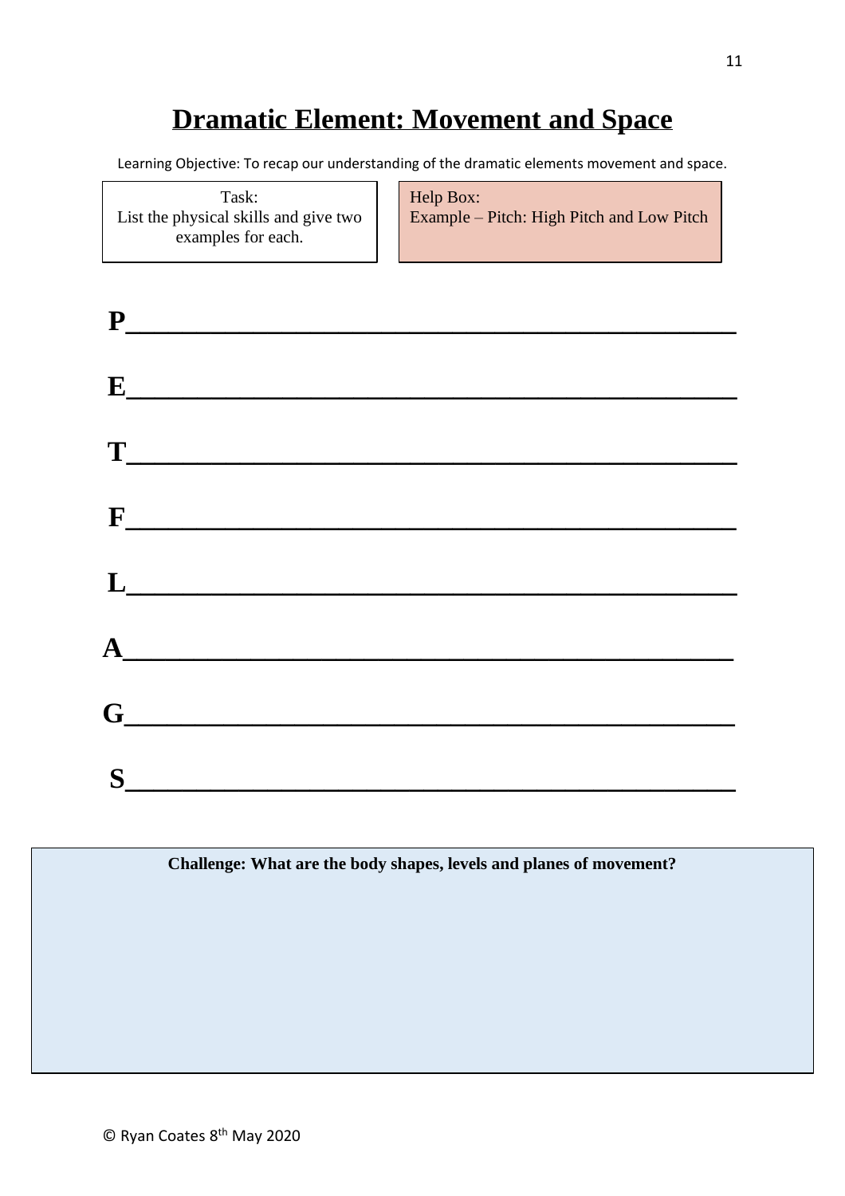# Dramatic Element: Movement and Space

Learning Objective: To recap our understanding of the dramatic elements movement and space.

Task:
List the physical skills and give two examples for each.

Help Box:
Example – Pitch: High Pitch and Low Pitch

**P**______________________________________________

**E**______________________________________________

**T**______________________________________________

**F**______________________________________________

**L**______________________________________________

**A**______________________________________________

**G**______________________________________________

**S**______________________________________________

**Challenge: What are the body shapes, levels and planes of movement?**

© Ryan Coates 8th May 2020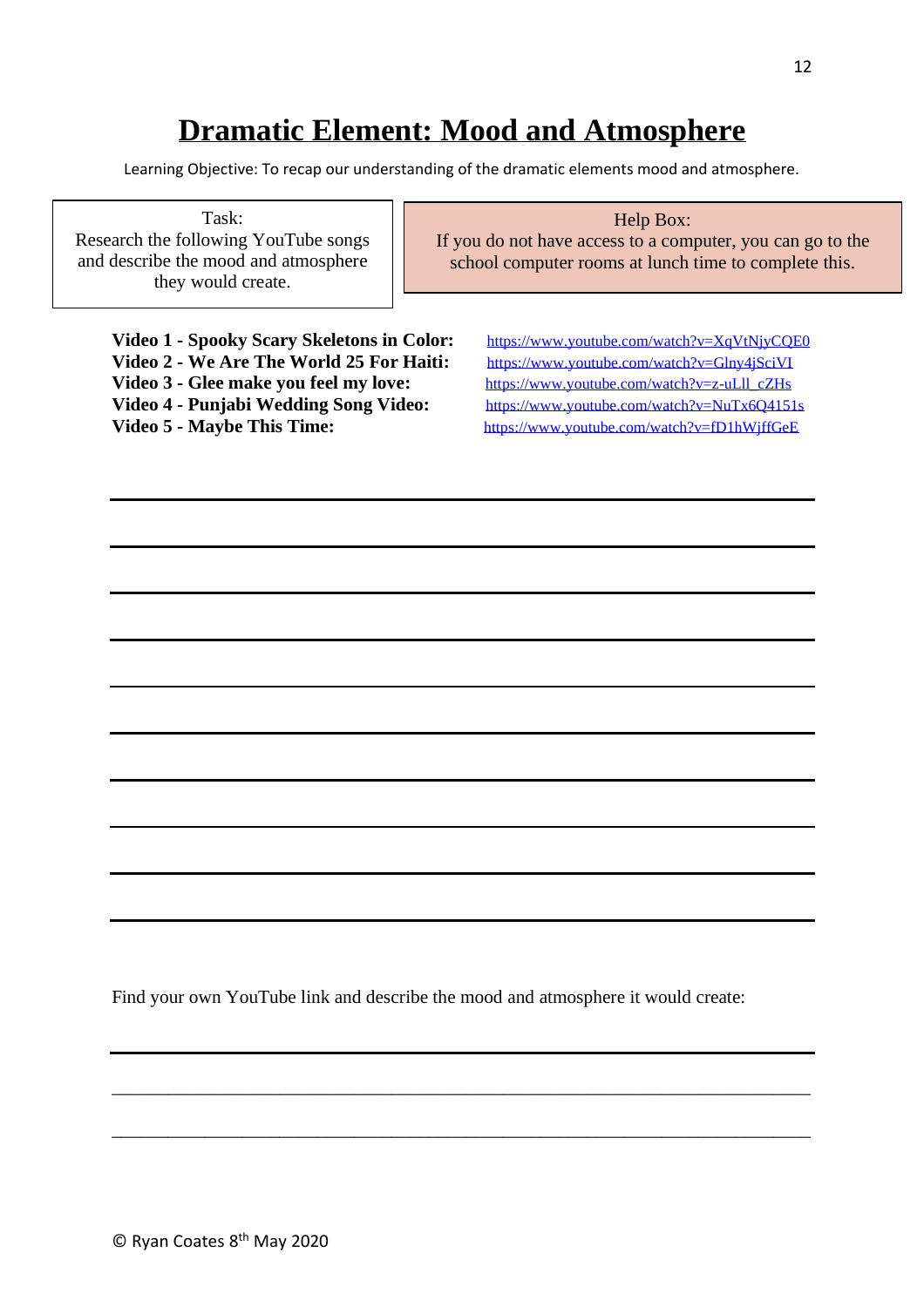# Dramatic Element: Mood and Atmosphere

Learning Objective: To recap our understanding of the dramatic elements mood and atmosphere.

| Task: | Help Box: |
| --- | --- |
| Research the following YouTube songs and describe the mood and atmosphere they would create. | If you do not have access to a computer, you can go to the school computer rooms at lunch time to complete this. |

**Video 1 - Spooky Scary Skeletons in Color:** https://www.youtube.com/watch?v=XqVtNjyCQE0
**Video 2 - We Are The World 25 For Haiti:** https://www.youtube.com/watch?v=Glny4jSciVI
**Video 3 - Glee make you feel my love:** https://www.youtube.com/watch?v=z-uLll_cZHs
**Video 4 - Punjabi Wedding Song Video:** https://www.youtube.com/watch?v=NuTx6Q4151s
**Video 5 - Maybe This Time:** https://www.youtube.com/watch?v=fD1hWjffGeE

Find your own YouTube link and describe the mood and atmosphere it would create:

© Ryan Coates 8th May 2020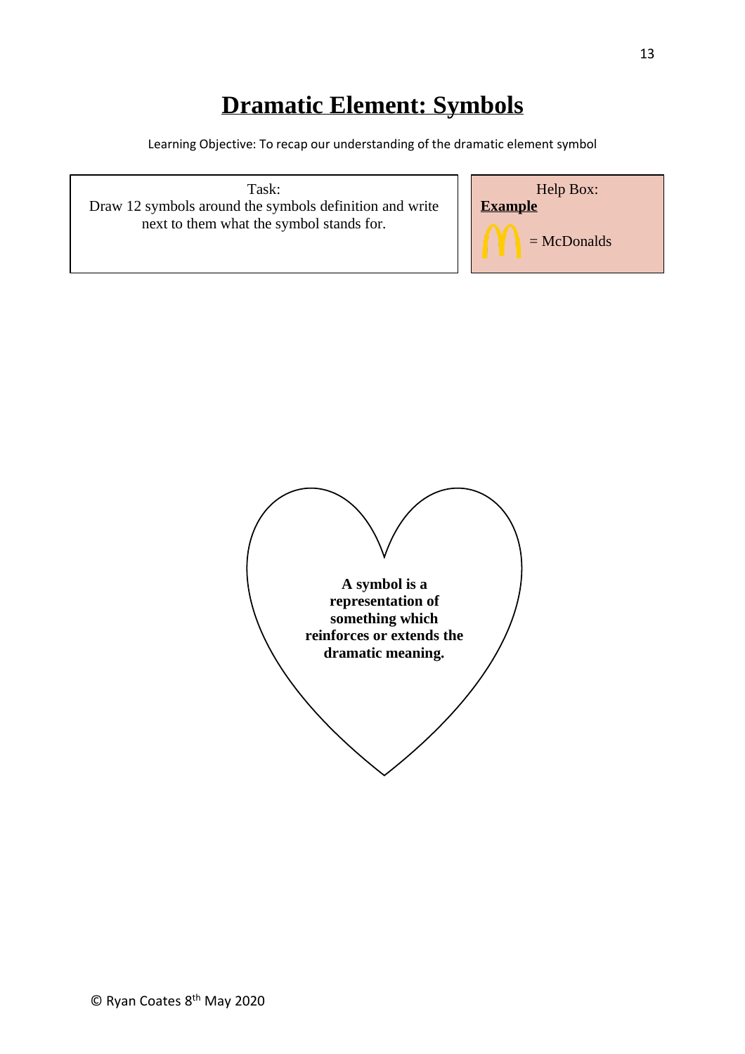# Dramatic Element: Symbols

Learning Objective: To recap our understanding of the dramatic element symbol

Task:
Draw 12 symbols around the symbols definition and write next to them what the symbol stands for.

Help Box:
**Example**

= McDonalds

**A symbol is a representation of something which reinforces or extends the dramatic meaning.**

© Ryan Coates 8th May 2020